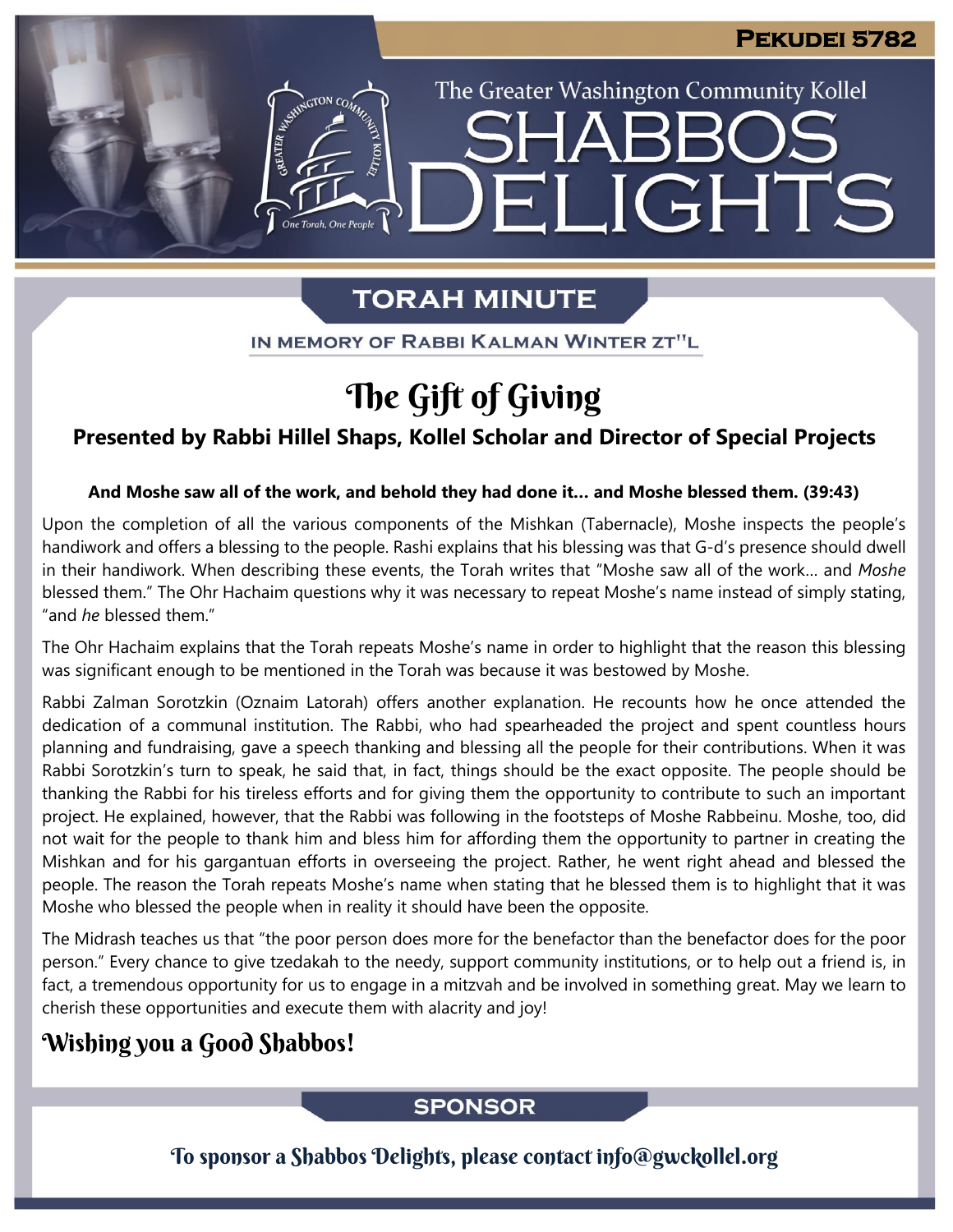Pekudei 5782

The Greater Washington Community Kollel

# Shabbos Delights

## Torah Minute

In memory of Rabbi Kalman Winter zt"l

# The Gift of Giving

**Presented by Rabbi Hillel Shaps, Kollel Scholar and Director of Special Projects**

**And Moshe saw all of the work, and behold they had done it… and Moshe blessed them. (39:43)**

Upon the completion of all the various components of the Mishkan (Tabernacle), Moshe inspects the people's handiwork and offers a blessing to the people. Rashi explains that his blessing was that G-d's presence should dwell in their handiwork. When describing these events, the Torah writes that "Moshe saw all of the work… and *Moshe* blessed them." The Ohr Hachaim questions why it was necessary to repeat Moshe's name instead of simply stating, "and *he* blessed them."

The Ohr Hachaim explains that the Torah repeats Moshe's name in order to highlight that the reason this blessing was significant enough to be mentioned in the Torah was because it was bestowed by Moshe.

Rabbi Zalman Sorotzkin (Oznaim Latorah) offers another explanation. He recounts how he once attended the dedication of a communal institution. The Rabbi, who had spearheaded the project and spent countless hours planning and fundraising, gave a speech thanking and blessing all the people for their contributions. When it was Rabbi Sorotzkin's turn to speak, he said that, in fact, things should be the exact opposite. The people should be thanking the Rabbi for his tireless efforts and for giving them the opportunity to contribute to such an important project. He explained, however, that the Rabbi was following in the footsteps of Moshe Rabbeinu. Moshe, too, did not wait for the people to thank him and bless him for affording them the opportunity to partner in creating the Mishkan and for his gargantuan efforts in overseeing the project. Rather, he went right ahead and blessed the people. The reason the Torah repeats Moshe's name when stating that he blessed them is to highlight that it was Moshe who blessed the people when in reality it should have been the opposite.

The Midrash teaches us that "the poor person does more for the benefactor than the benefactor does for the poor person." Every chance to give tzedakah to the needy, support community institutions, or to help out a friend is, in fact, a tremendous opportunity for us to engage in a mitzvah and be involved in something great. May we learn to cherish these opportunities and execute them with alacrity and joy!

## Wishing you a Good Shabbos!

## Sponsor

To sponsor a Shabbos Delights, please contact info@gwckollel.org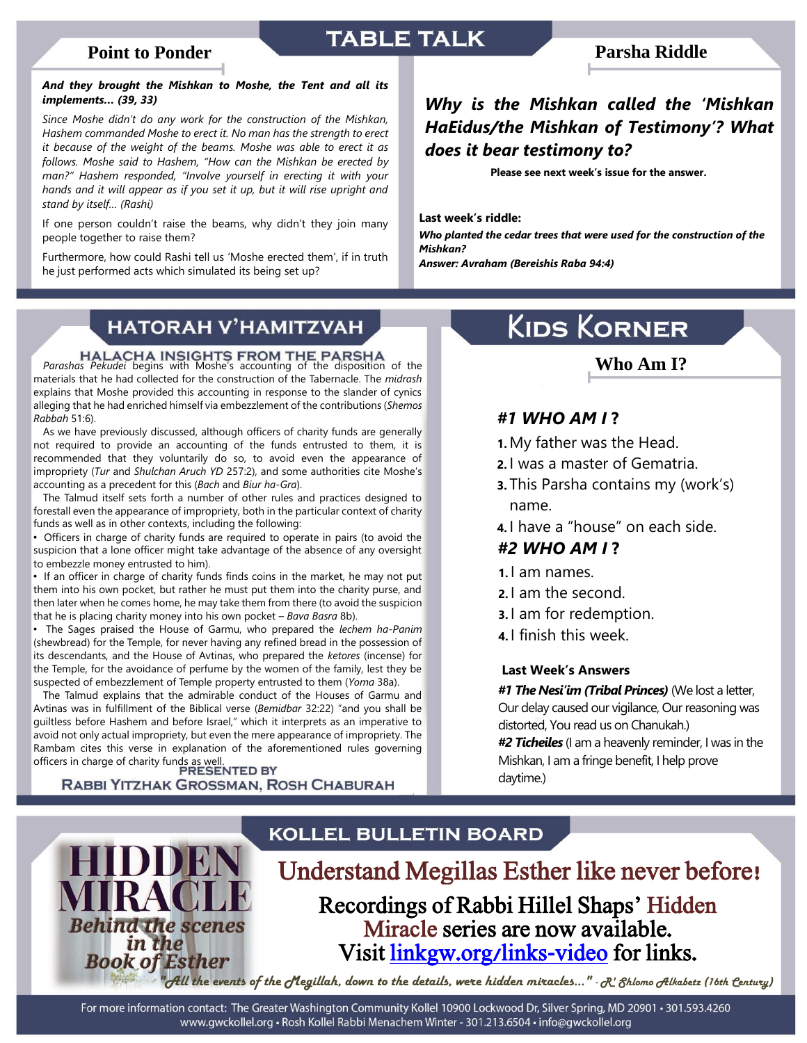# TABLE TALK

## Point to Ponder

***And they brought the Mishkan to Moshe, the Tent and all its implements... (39, 33)***

*Since Moshe didn't do any work for the construction of the Mishkan, Hashem commanded Moshe to erect it. No man has the strength to erect it because of the weight of the beams. Moshe was able to erect it as follows. Moshe said to Hashem, "How can the Mishkan be erected by man?" Hashem responded, "Involve yourself in erecting it with your hands and it will appear as if you set it up, but it will rise upright and stand by itself... (Rashi)*

If one person couldn't raise the beams, why didn't they join many people together to raise them?

Furthermore, how could Rashi tell us 'Moshe erected them', if in truth he just performed acts which simulated its being set up?

## Parsha Riddle

***Why is the Mishkan called the 'Mishkan HaEidus/the Mishkan of Testimony'? What does it bear testimony to?***

**Please see next week's issue for the answer.**

**Last week's riddle:**

***Who planted the cedar trees that were used for the construction of the Mishkan?***

***Answer: Avraham (Bereishis Raba 94:4)***

# HATORAH V'HAMITZVAH

### HALACHA INSIGHTS FROM THE PARSHA

*Parashas Pekudei* begins with Moshe's accounting of the disposition of the materials that he had collected for the construction of the Tabernacle. The *midrash* explains that Moshe provided this accounting in response to the slander of cynics alleging that he had enriched himself via embezzlement of the contributions (*Shemos Rabbah* 51:6).

As we have previously discussed, although officers of charity funds are generally not required to provide an accounting of the funds entrusted to them, it is recommended that they voluntarily do so, to avoid even the appearance of impropriety (*Tur* and *Shulchan Aruch YD* 257:2), and some authorities cite Moshe's accounting as a precedent for this (*Bach* and *Biur ha-Gra*).

The Talmud itself sets forth a number of other rules and practices designed to forestall even the appearance of impropriety, both in the particular context of charity funds as well as in other contexts, including the following:

- Officers in charge of charity funds are required to operate in pairs (to avoid the suspicion that a lone officer might take advantage of the absence of any oversight to embezzle money entrusted to him).
- If an officer in charge of charity funds finds coins in the market, he may not put them into his own pocket, but rather he must put them into the charity purse, and then later when he comes home, he may take them from there (to avoid the suspicion that he is placing charity money into his own pocket – *Bava Basra* 8b).
- The Sages praised the House of Garmu, who prepared the *lechem ha-Panim* (shewbread) for the Temple, for never having any refined bread in the possession of its descendants, and the House of Avtinas, who prepared the *ketores* (incense) for the Temple, for the avoidance of perfume by the women of the family, lest they be suspected of embezzlement of Temple property entrusted to them (*Yoma* 38a).

The Talmud explains that the admirable conduct of the Houses of Garmu and Avtinas was in fulfillment of the Biblical verse (*Bemidbar* 32:22) "and you shall be guiltless before Hashem and before Israel," which it interprets as an imperative to avoid not only actual impropriety, but even the mere appearance of impropriety. The Rambam cites this verse in explanation of the aforementioned rules governing officers in charge of charity funds as well.

PRESENTED BY
RABBI YITZHAK GROSSMAN, ROSH CHABURAH

# KIDS KORNER

## Who Am I?

### #1 WHO AM I?

1. My father was the Head.
2. I was a master of Gematria.
3. This Parsha contains my (work's) name.
4. I have a "house" on each side.

### #2 WHO AM I?

1. I am names.
2. I am the second.
3. I am for redemption.
4. I finish this week.

**Last Week's Answers**

***#1 The Nesi'im (Tribal Princes)*** (We lost a letter, Our delay caused our vigilance, Our reasoning was distorted, You read us on Chanukah.)

***#2 Ticheiles*** (I am a heavenly reminder, I was in the Mishkan, I am a fringe benefit, I help prove daytime.)

# KOLLEL BULLETIN BOARD

HIDDEN MIRACLE
*Behind the scenes in the Book of Esther*

Understand Megillas Esther like never before!

Recordings of Rabbi Hillel Shaps' Hidden Miracle series are now available. Visit linkgw.org/links-video for links.

*"All the events of the Megillah, down to the details, were hidden miracles..." - R' Shlomo Alkabetz (16th Century)*

For more information contact: The Greater Washington Community Kollel 10900 Lockwood Dr, Silver Spring, MD 20901 • 301.593.4260
www.gwckollel.org • Rosh Kollel Rabbi Menachem Winter - 301.213.6504 • info@gwckollel.org